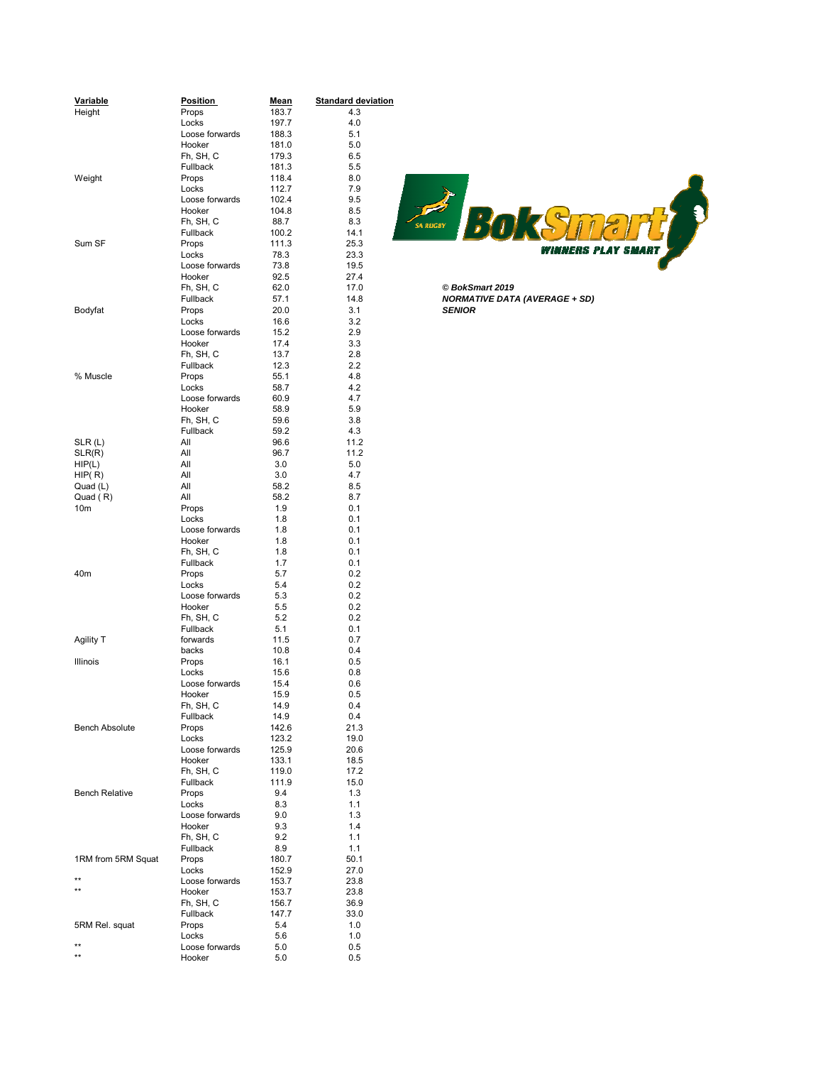© BokSmart 2019
***NORMATIVE DATA (AVERAGE + SD)***
***SENIOR***

| Variable | Position | Mean | Standard deviation |
|---|---|---|---|
| Height | Props | 183.7 | 4.3 |
| | Locks | 197.7 | 4.0 |
| | Loose forwards | 188.3 | 5.1 |
| | Hooker | 181.0 | 5.0 |
| | Fh, SH, C | 179.3 | 6.5 |
| | Fullback | 181.3 | 5.5 |
| Weight | Props | 118.4 | 8.0 |
| | Locks | 112.7 | 7.9 |
| | Loose forwards | 102.4 | 9.5 |
| | Hooker | 104.8 | 8.5 |
| | Fh, SH, C | 88.7 | 8.3 |
| | Fullback | 100.2 | 14.1 |
| Sum SF | Props | 111.3 | 25.3 |
| | Locks | 78.3 | 23.3 |
| | Loose forwards | 73.8 | 19.5 |
| | Hooker | 92.5 | 27.4 |
| | Fh, SH, C | 62.0 | 17.0 |
| | Fullback | 57.1 | 14.8 |
| Bodyfat | Props | 20.0 | 3.1 |
| | Locks | 16.6 | 3.2 |
| | Loose forwards | 15.2 | 2.9 |
| | Hooker | 17.4 | 3.3 |
| | Fh, SH, C | 13.7 | 2.8 |
| | Fullback | 12.3 | 2.2 |
| % Muscle | Props | 55.1 | 4.8 |
| | Locks | 58.7 | 4.2 |
| | Loose forwards | 60.9 | 4.7 |
| | Hooker | 58.9 | 5.9 |
| | Fh, SH, C | 59.6 | 3.8 |
| | Fullback | 59.2 | 4.3 |
| SLR (L) | All | 96.6 | 11.2 |
| SLR(R) | All | 96.7 | 11.2 |
| HIP(L) | All | 3.0 | 5.0 |
| HIP( R) | All | 3.0 | 4.7 |
| Quad (L) | All | 58.2 | 8.5 |
| Quad ( R) | All | 58.2 | 8.7 |
| 10m | Props | 1.9 | 0.1 |
| | Locks | 1.8 | 0.1 |
| | Loose forwards | 1.8 | 0.1 |
| | Hooker | 1.8 | 0.1 |
| | Fh, SH, C | 1.8 | 0.1 |
| | Fullback | 1.7 | 0.1 |
| 40m | Props | 5.7 | 0.2 |
| | Locks | 5.4 | 0.2 |
| | Loose forwards | 5.3 | 0.2 |
| | Hooker | 5.5 | 0.2 |
| | Fh, SH, C | 5.2 | 0.2 |
| | Fullback | 5.1 | 0.1 |
| Agility T | forwards | 11.5 | 0.7 |
| | backs | 10.8 | 0.4 |
| Illinois | Props | 16.1 | 0.5 |
| | Locks | 15.6 | 0.8 |
| | Loose forwards | 15.4 | 0.6 |
| | Hooker | 15.9 | 0.5 |
| | Fh, SH, C | 14.9 | 0.4 |
| | Fullback | 14.9 | 0.4 |
| Bench Absolute | Props | 142.6 | 21.3 |
| | Locks | 123.2 | 19.0 |
| | Loose forwards | 125.9 | 20.6 |
| | Hooker | 133.1 | 18.5 |
| | Fh, SH, C | 119.0 | 17.2 |
| | Fullback | 111.9 | 15.0 |
| Bench Relative | Props | 9.4 | 1.3 |
| | Locks | 8.3 | 1.1 |
| | Loose forwards | 9.0 | 1.3 |
| | Hooker | 9.3 | 1.4 |
| | Fh, SH, C | 9.2 | 1.1 |
| | Fullback | 8.9 | 1.1 |
| 1RM from 5RM Squat | Props | 180.7 | 50.1 |
| | Locks | 152.9 | 27.0 |
| ** | Loose forwards | 153.7 | 23.8 |
| ** | Hooker | 153.7 | 23.8 |
| | Fh, SH, C | 156.7 | 36.9 |
| | Fullback | 147.7 | 33.0 |
| 5RM Rel. squat | Props | 5.4 | 1.0 |
| | Locks | 5.6 | 1.0 |
| ** | Loose forwards | 5.0 | 0.5 |
| ** | Hooker | 5.0 | 0.5 |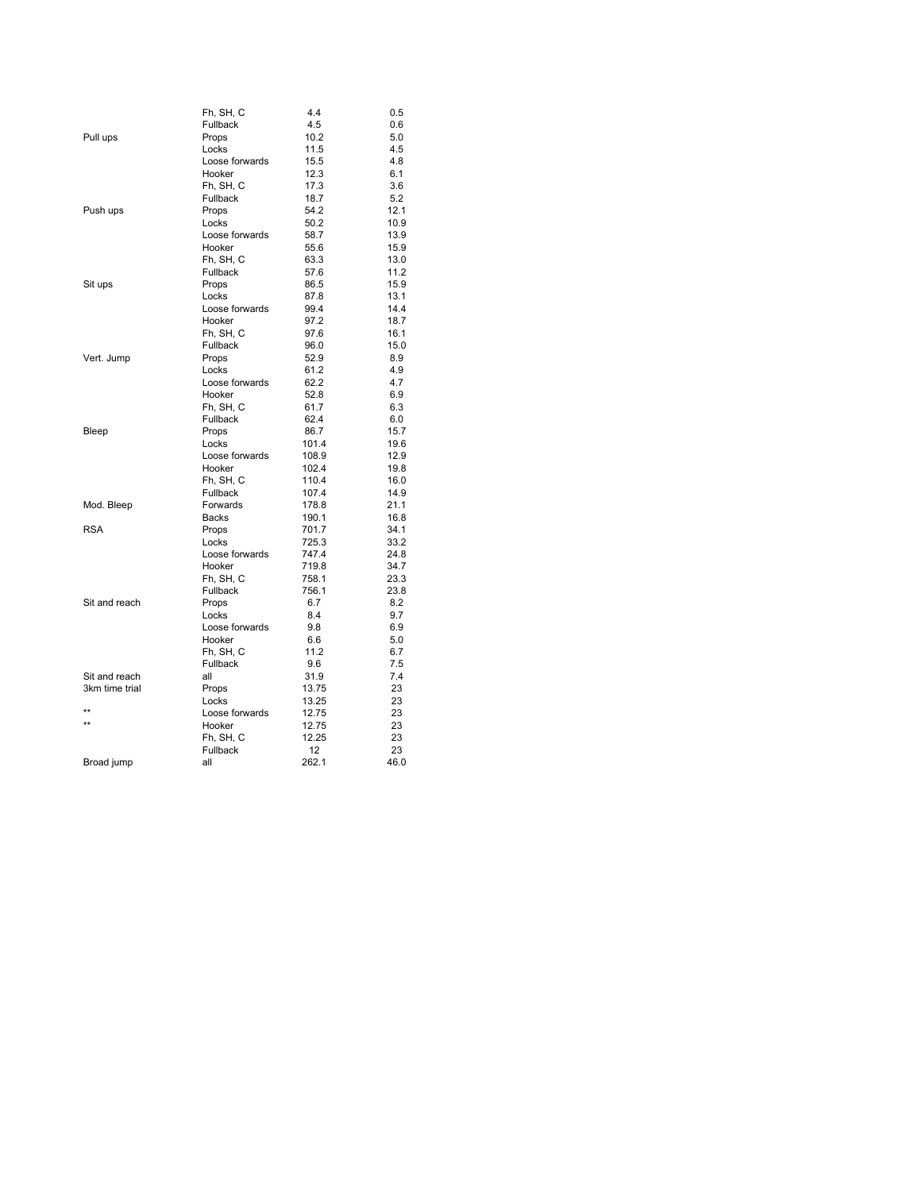| | | | |
|---|---|---|---|
| | Fh, SH, C | 4.4 | 0.5 |
| | Fullback | 4.5 | 0.6 |
| Pull ups | Props | 10.2 | 5.0 |
| | Locks | 11.5 | 4.5 |
| | Loose forwards | 15.5 | 4.8 |
| | Hooker | 12.3 | 6.1 |
| | Fh, SH, C | 17.3 | 3.6 |
| | Fullback | 18.7 | 5.2 |
| Push ups | Props | 54.2 | 12.1 |
| | Locks | 50.2 | 10.9 |
| | Loose forwards | 58.7 | 13.9 |
| | Hooker | 55.6 | 15.9 |
| | Fh, SH, C | 63.3 | 13.0 |
| | Fullback | 57.6 | 11.2 |
| Sit ups | Props | 86.5 | 15.9 |
| | Locks | 87.8 | 13.1 |
| | Loose forwards | 99.4 | 14.4 |
| | Hooker | 97.2 | 18.7 |
| | Fh, SH, C | 97.6 | 16.1 |
| | Fullback | 96.0 | 15.0 |
| Vert. Jump | Props | 52.9 | 8.9 |
| | Locks | 61.2 | 4.9 |
| | Loose forwards | 62.2 | 4.7 |
| | Hooker | 52.8 | 6.9 |
| | Fh, SH, C | 61.7 | 6.3 |
| | Fullback | 62.4 | 6.0 |
| Bleep | Props | 86.7 | 15.7 |
| | Locks | 101.4 | 19.6 |
| | Loose forwards | 108.9 | 12.9 |
| | Hooker | 102.4 | 19.8 |
| | Fh, SH, C | 110.4 | 16.0 |
| | Fullback | 107.4 | 14.9 |
| Mod. Bleep | Forwards | 178.8 | 21.1 |
| | Backs | 190.1 | 16.8 |
| RSA | Props | 701.7 | 34.1 |
| | Locks | 725.3 | 33.2 |
| | Loose forwards | 747.4 | 24.8 |
| | Hooker | 719.8 | 34.7 |
| | Fh, SH, C | 758.1 | 23.3 |
| | Fullback | 756.1 | 23.8 |
| Sit and reach | Props | 6.7 | 8.2 |
| | Locks | 8.4 | 9.7 |
| | Loose forwards | 9.8 | 6.9 |
| | Hooker | 6.6 | 5.0 |
| | Fh, SH, C | 11.2 | 6.7 |
| | Fullback | 9.6 | 7.5 |
| Sit and reach | all | 31.9 | 7.4 |
| 3km time trial | Props | 13.75 | 23 |
| | Locks | 13.25 | 23 |
| ** | Loose forwards | 12.75 | 23 |
| ** | Hooker | 12.75 | 23 |
| | Fh, SH, C | 12.25 | 23 |
| | Fullback | 12 | 23 |
| Broad jump | all | 262.1 | 46.0 |